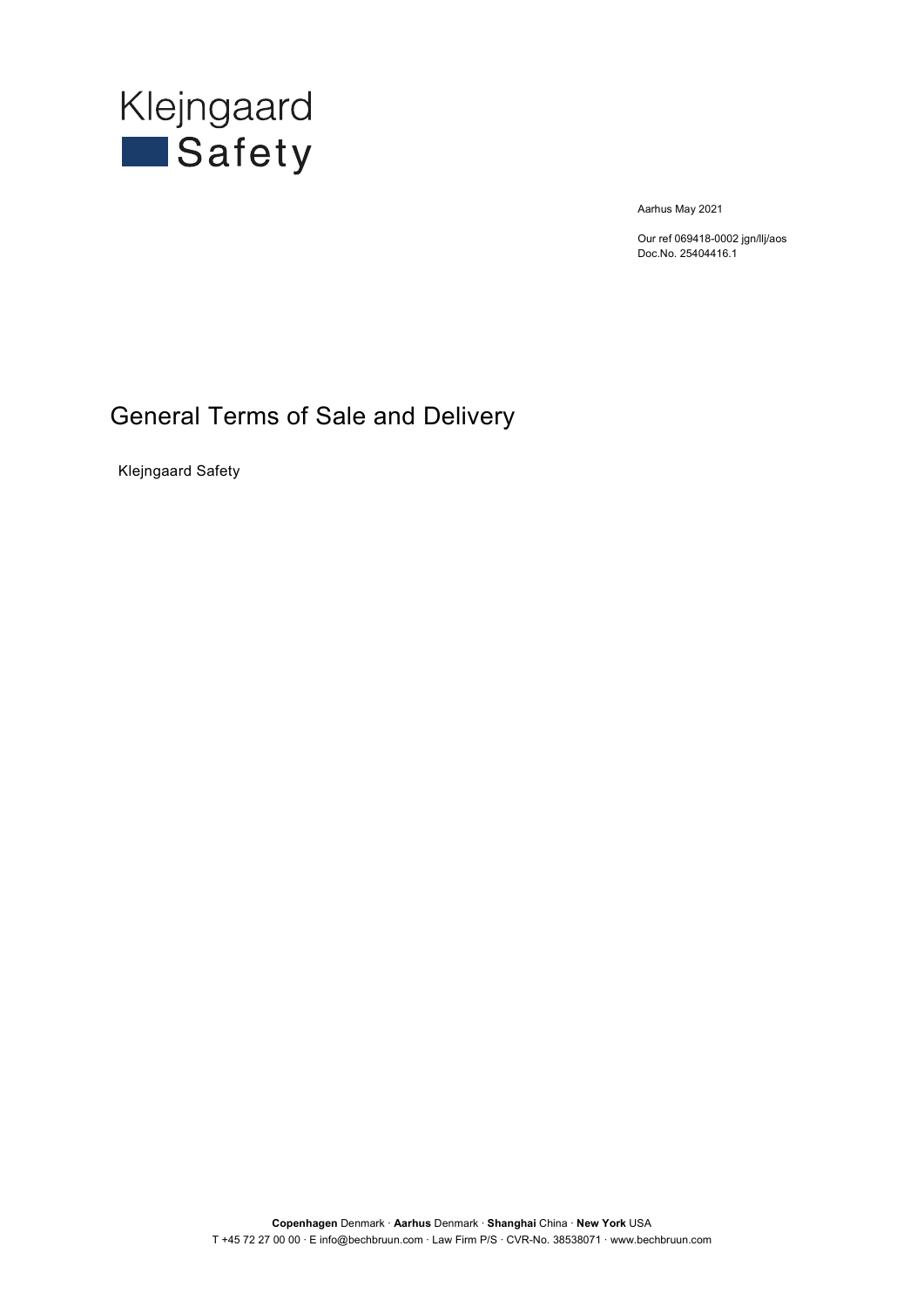Klejngaard
Safety

Aarhus May 2021

Our ref 069418-0002 jgn/llj/aos
Doc.No. 25404416.1

# General Terms of Sale and Delivery

Klejngaard Safety

**Copenhagen** Denmark · **Aarhus** Denmark · **Shanghai** China · **New York** USA
T +45 72 27 00 00 · E info@bechbruun.com · Law Firm P/S · CVR-No. 38538071 · www.bechbruun.com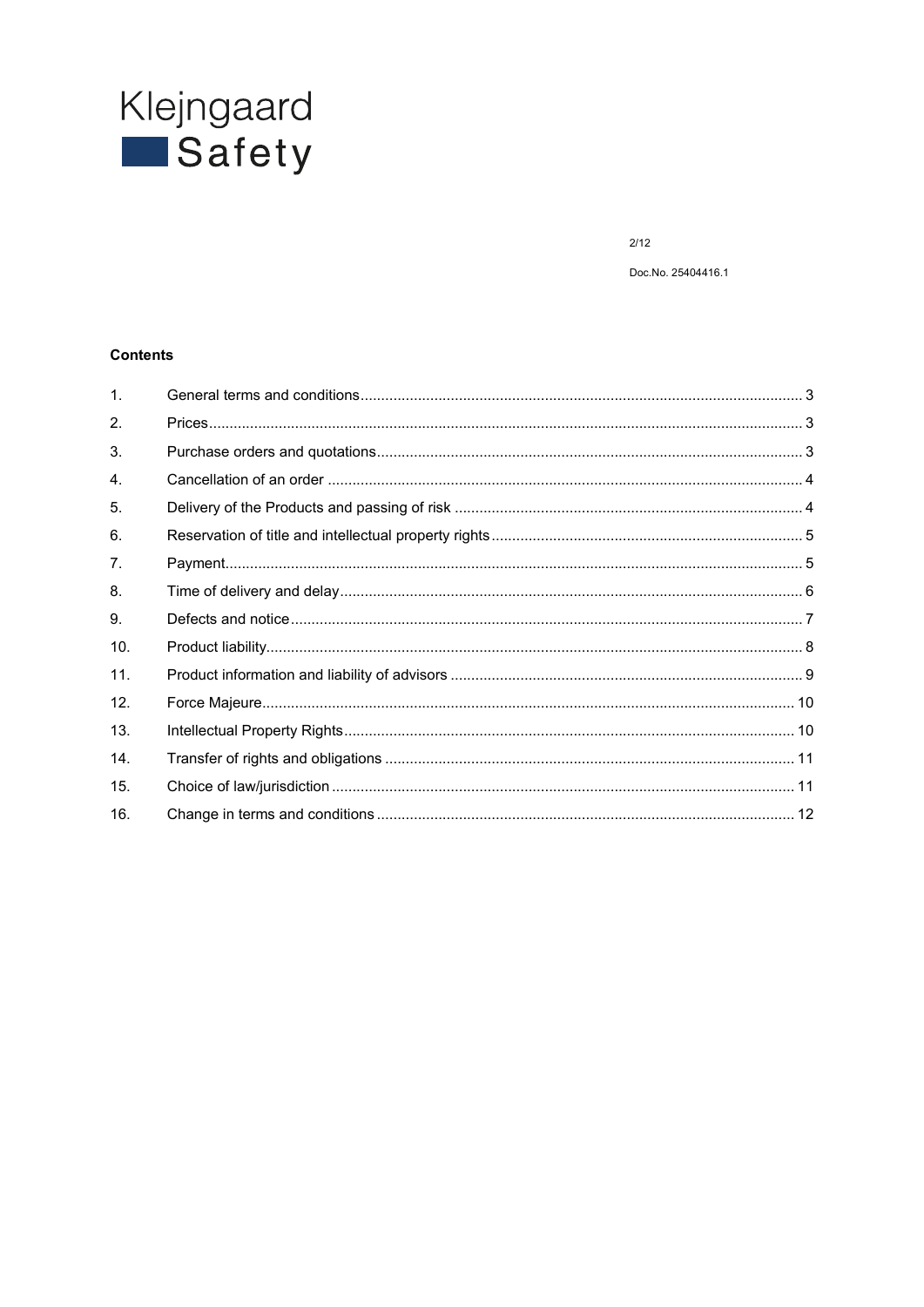Klejngaard
Safety

Doc.No. 25404416.1

**Contents**

| | | |
|---|---|---|
| 1. | General terms and conditions | 3 |
| 2. | Prices | 3 |
| 3. | Purchase orders and quotations | 3 |
| 4. | Cancellation of an order | 4 |
| 5. | Delivery of the Products and passing of risk | 4 |
| 6. | Reservation of title and intellectual property rights | 5 |
| 7. | Payment | 5 |
| 8. | Time of delivery and delay | 6 |
| 9. | Defects and notice | 7 |
| 10. | Product liability | 8 |
| 11. | Product information and liability of advisors | 9 |
| 12. | Force Majeure | 10 |
| 13. | Intellectual Property Rights | 10 |
| 14. | Transfer of rights and obligations | 11 |
| 15. | Choice of law/jurisdiction | 11 |
| 16. | Change in terms and conditions | 12 |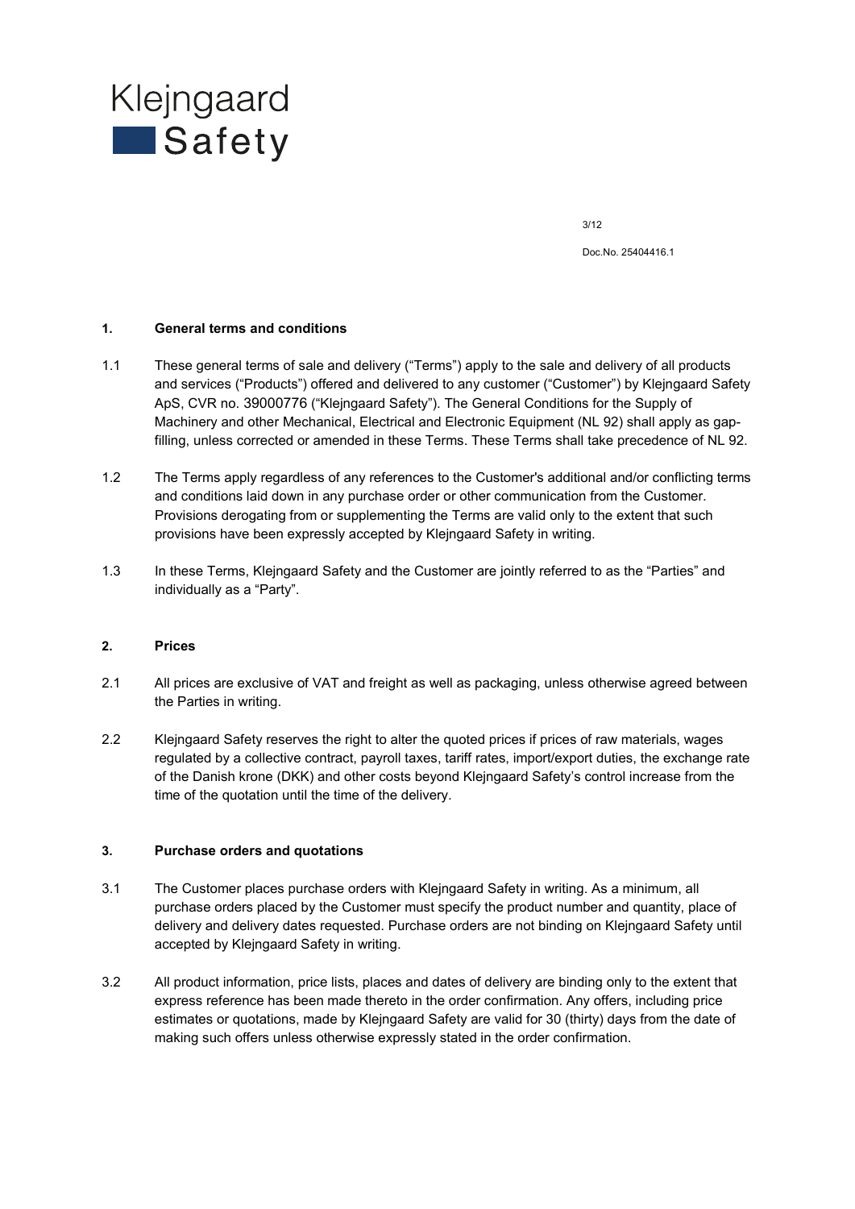## 1. General terms and conditions

1.1 These general terms of sale and delivery ("Terms") apply to the sale and delivery of all products and services ("Products") offered and delivered to any customer ("Customer") by Klejngaard Safety ApS, CVR no. 39000776 ("Klejngaard Safety"). The General Conditions for the Supply of Machinery and other Mechanical, Electrical and Electronic Equipment (NL 92) shall apply as gap-filling, unless corrected or amended in these Terms. These Terms shall take precedence of NL 92.

1.2 The Terms apply regardless of any references to the Customer's additional and/or conflicting terms and conditions laid down in any purchase order or other communication from the Customer. Provisions derogating from or supplementing the Terms are valid only to the extent that such provisions have been expressly accepted by Klejngaard Safety in writing.

1.3 In these Terms, Klejngaard Safety and the Customer are jointly referred to as the "Parties" and individually as a "Party".

## 2. Prices

2.1 All prices are exclusive of VAT and freight as well as packaging, unless otherwise agreed between the Parties in writing.

2.2 Klejngaard Safety reserves the right to alter the quoted prices if prices of raw materials, wages regulated by a collective contract, payroll taxes, tariff rates, import/export duties, the exchange rate of the Danish krone (DKK) and other costs beyond Klejngaard Safety's control increase from the time of the quotation until the time of the delivery.

## 3. Purchase orders and quotations

3.1 The Customer places purchase orders with Klejngaard Safety in writing. As a minimum, all purchase orders placed by the Customer must specify the product number and quantity, place of delivery and delivery dates requested. Purchase orders are not binding on Klejngaard Safety until accepted by Klejngaard Safety in writing.

3.2 All product information, price lists, places and dates of delivery are binding only to the extent that express reference has been made thereto in the order confirmation. Any offers, including price estimates or quotations, made by Klejngaard Safety are valid for 30 (thirty) days from the date of making such offers unless otherwise expressly stated in the order confirmation.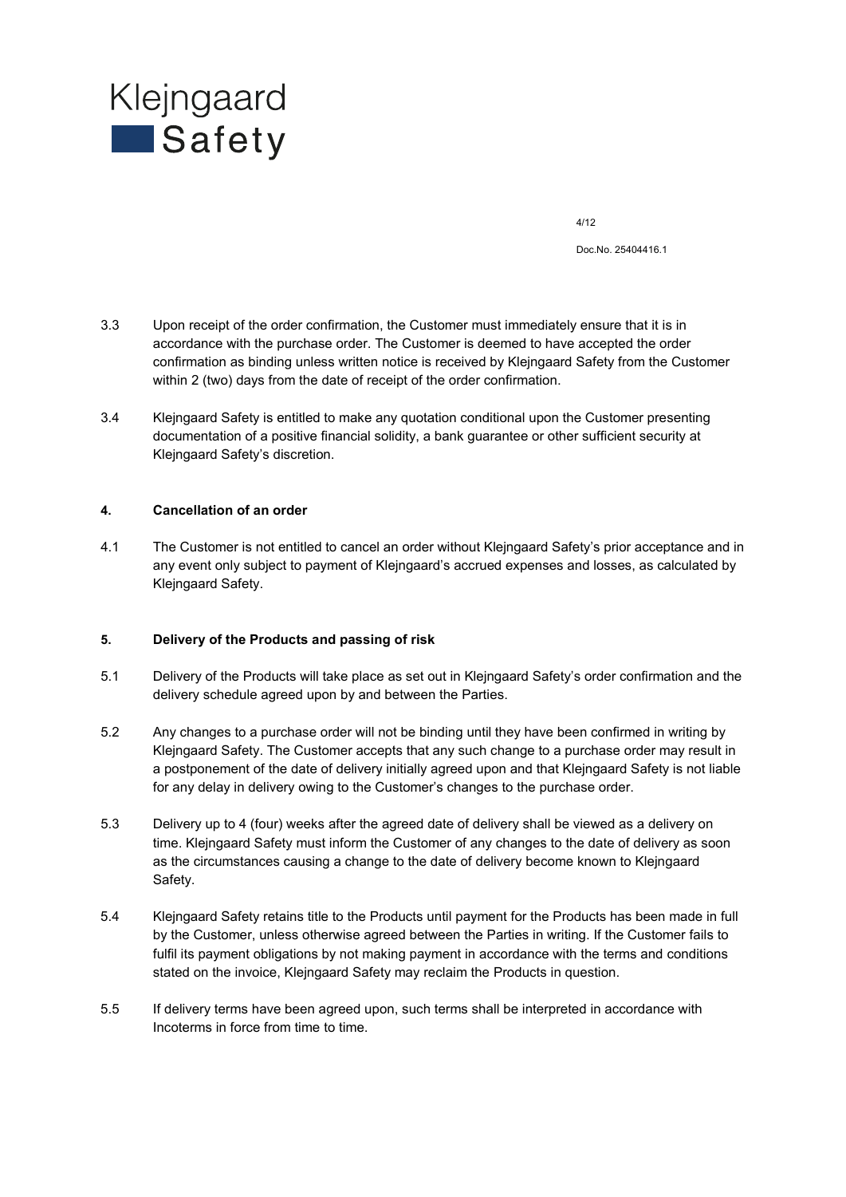3.3 Upon receipt of the order confirmation, the Customer must immediately ensure that it is in accordance with the purchase order. The Customer is deemed to have accepted the order confirmation as binding unless written notice is received by Klejngaard Safety from the Customer within 2 (two) days from the date of receipt of the order confirmation.

3.4 Klejngaard Safety is entitled to make any quotation conditional upon the Customer presenting documentation of a positive financial solidity, a bank guarantee or other sufficient security at Klejngaard Safety's discretion.

## 4. Cancellation of an order

4.1 The Customer is not entitled to cancel an order without Klejngaard Safety's prior acceptance and in any event only subject to payment of Klejngaard's accrued expenses and losses, as calculated by Klejngaard Safety.

## 5. Delivery of the Products and passing of risk

5.1 Delivery of the Products will take place as set out in Klejngaard Safety's order confirmation and the delivery schedule agreed upon by and between the Parties.

5.2 Any changes to a purchase order will not be binding until they have been confirmed in writing by Klejngaard Safety. The Customer accepts that any such change to a purchase order may result in a postponement of the date of delivery initially agreed upon and that Klejngaard Safety is not liable for any delay in delivery owing to the Customer's changes to the purchase order.

5.3 Delivery up to 4 (four) weeks after the agreed date of delivery shall be viewed as a delivery on time. Klejngaard Safety must inform the Customer of any changes to the date of delivery as soon as the circumstances causing a change to the date of delivery become known to Klejngaard Safety.

5.4 Klejngaard Safety retains title to the Products until payment for the Products has been made in full by the Customer, unless otherwise agreed between the Parties in writing. If the Customer fails to fulfil its payment obligations by not making payment in accordance with the terms and conditions stated on the invoice, Klejngaard Safety may reclaim the Products in question.

5.5 If delivery terms have been agreed upon, such terms shall be interpreted in accordance with Incoterms in force from time to time.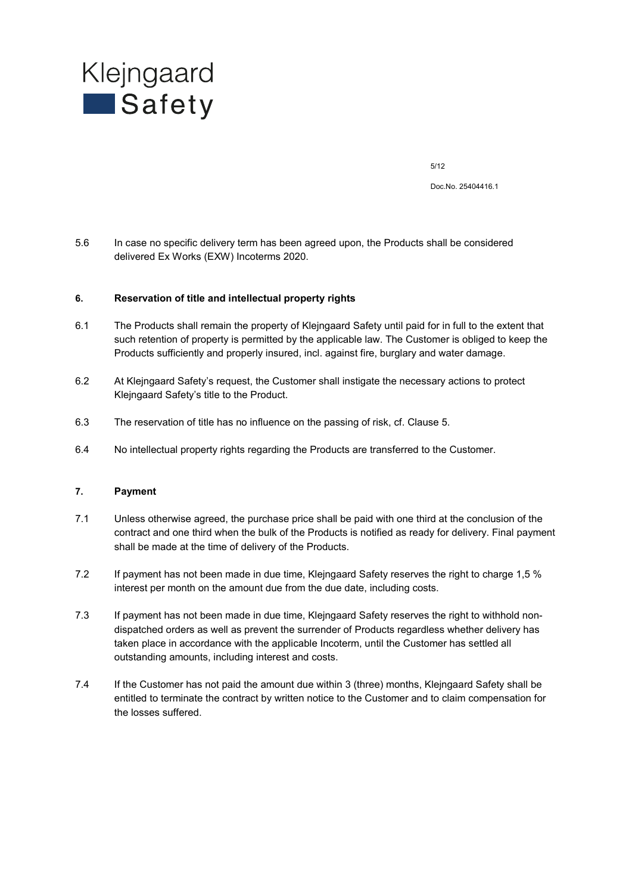5.6 In case no specific delivery term has been agreed upon, the Products shall be considered delivered Ex Works (EXW) Incoterms 2020.

## 6. Reservation of title and intellectual property rights

6.1 The Products shall remain the property of Klejngaard Safety until paid for in full to the extent that such retention of property is permitted by the applicable law. The Customer is obliged to keep the Products sufficiently and properly insured, incl. against fire, burglary and water damage.

6.2 At Klejngaard Safety's request, the Customer shall instigate the necessary actions to protect Klejngaard Safety's title to the Product.

6.3 The reservation of title has no influence on the passing of risk, cf. Clause 5.

6.4 No intellectual property rights regarding the Products are transferred to the Customer.

## 7. Payment

7.1 Unless otherwise agreed, the purchase price shall be paid with one third at the conclusion of the contract and one third when the bulk of the Products is notified as ready for delivery. Final payment shall be made at the time of delivery of the Products.

7.2 If payment has not been made in due time, Klejngaard Safety reserves the right to charge 1,5 % interest per month on the amount due from the due date, including costs.

7.3 If payment has not been made in due time, Klejngaard Safety reserves the right to withhold non-dispatched orders as well as prevent the surrender of Products regardless whether delivery has taken place in accordance with the applicable Incoterm, until the Customer has settled all outstanding amounts, including interest and costs.

7.4 If the Customer has not paid the amount due within 3 (three) months, Klejngaard Safety shall be entitled to terminate the contract by written notice to the Customer and to claim compensation for the losses suffered.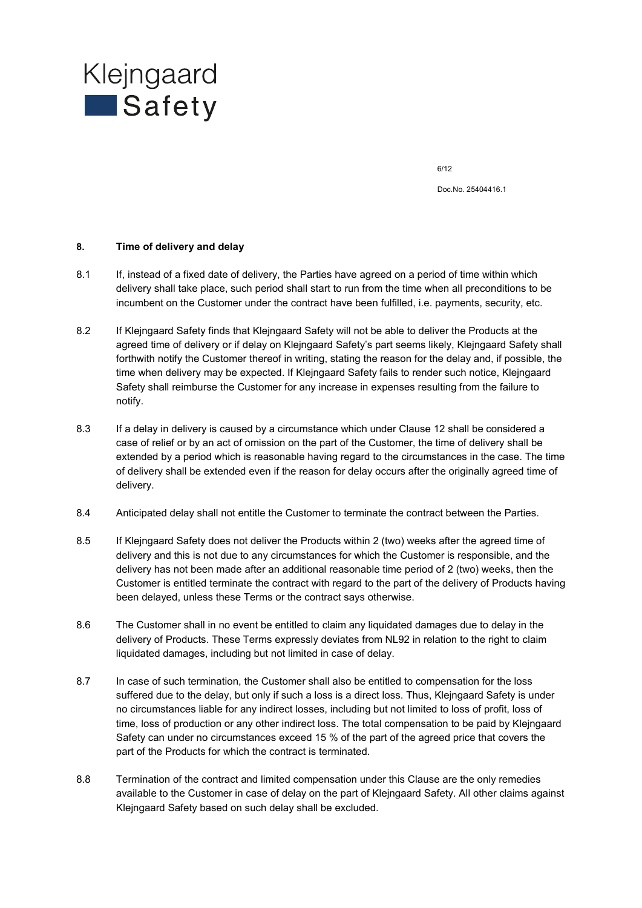## 8. Time of delivery and delay

8.1 If, instead of a fixed date of delivery, the Parties have agreed on a period of time within which delivery shall take place, such period shall start to run from the time when all preconditions to be incumbent on the Customer under the contract have been fulfilled, i.e. payments, security, etc.

8.2 If Klejngaard Safety finds that Klejngaard Safety will not be able to deliver the Products at the agreed time of delivery or if delay on Klejngaard Safety's part seems likely, Klejngaard Safety shall forthwith notify the Customer thereof in writing, stating the reason for the delay and, if possible, the time when delivery may be expected. If Klejngaard Safety fails to render such notice, Klejngaard Safety shall reimburse the Customer for any increase in expenses resulting from the failure to notify.

8.3 If a delay in delivery is caused by a circumstance which under Clause 12 shall be considered a case of relief or by an act of omission on the part of the Customer, the time of delivery shall be extended by a period which is reasonable having regard to the circumstances in the case. The time of delivery shall be extended even if the reason for delay occurs after the originally agreed time of delivery.

8.4 Anticipated delay shall not entitle the Customer to terminate the contract between the Parties.

8.5 If Klejngaard Safety does not deliver the Products within 2 (two) weeks after the agreed time of delivery and this is not due to any circumstances for which the Customer is responsible, and the delivery has not been made after an additional reasonable time period of 2 (two) weeks, then the Customer is entitled terminate the contract with regard to the part of the delivery of Products having been delayed, unless these Terms or the contract says otherwise.

8.6 The Customer shall in no event be entitled to claim any liquidated damages due to delay in the delivery of Products. These Terms expressly deviates from NL92 in relation to the right to claim liquidated damages, including but not limited in case of delay.

8.7 In case of such termination, the Customer shall also be entitled to compensation for the loss suffered due to the delay, but only if such a loss is a direct loss. Thus, Klejngaard Safety is under no circumstances liable for any indirect losses, including but not limited to loss of profit, loss of time, loss of production or any other indirect loss. The total compensation to be paid by Klejngaard Safety can under no circumstances exceed 15 % of the part of the agreed price that covers the part of the Products for which the contract is terminated.

8.8 Termination of the contract and limited compensation under this Clause are the only remedies available to the Customer in case of delay on the part of Klejngaard Safety. All other claims against Klejngaard Safety based on such delay shall be excluded.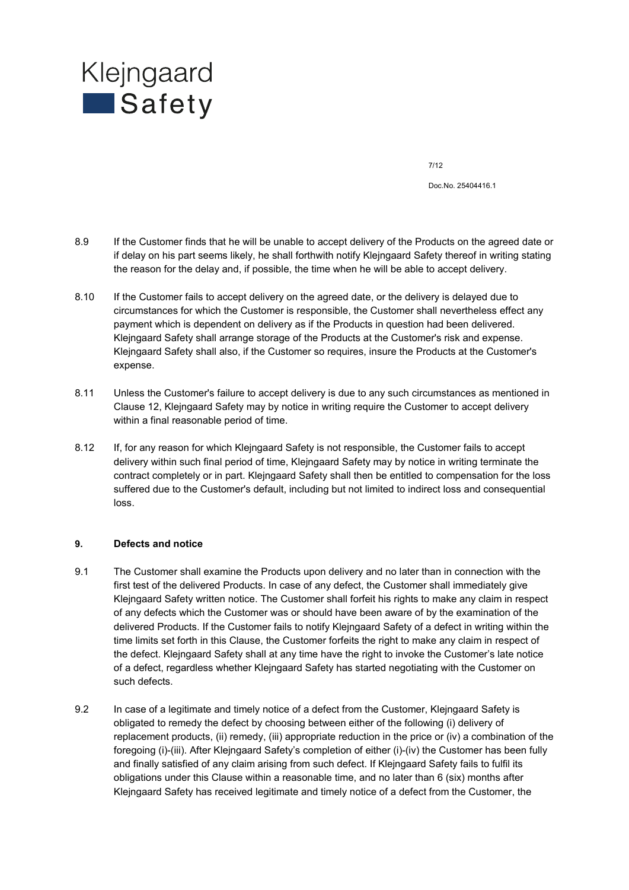8.9 If the Customer finds that he will be unable to accept delivery of the Products on the agreed date or if delay on his part seems likely, he shall forthwith notify Klejngaard Safety thereof in writing stating the reason for the delay and, if possible, the time when he will be able to accept delivery.

8.10 If the Customer fails to accept delivery on the agreed date, or the delivery is delayed due to circumstances for which the Customer is responsible, the Customer shall nevertheless effect any payment which is dependent on delivery as if the Products in question had been delivered. Klejngaard Safety shall arrange storage of the Products at the Customer's risk and expense. Klejngaard Safety shall also, if the Customer so requires, insure the Products at the Customer's expense.

8.11 Unless the Customer's failure to accept delivery is due to any such circumstances as mentioned in Clause 12, Klejngaard Safety may by notice in writing require the Customer to accept delivery within a final reasonable period of time.

8.12 If, for any reason for which Klejngaard Safety is not responsible, the Customer fails to accept delivery within such final period of time, Klejngaard Safety may by notice in writing terminate the contract completely or in part. Klejngaard Safety shall then be entitled to compensation for the loss suffered due to the Customer's default, including but not limited to indirect loss and consequential loss.

## 9. Defects and notice

9.1 The Customer shall examine the Products upon delivery and no later than in connection with the first test of the delivered Products. In case of any defect, the Customer shall immediately give Klejngaard Safety written notice. The Customer shall forfeit his rights to make any claim in respect of any defects which the Customer was or should have been aware of by the examination of the delivered Products. If the Customer fails to notify Klejngaard Safety of a defect in writing within the time limits set forth in this Clause, the Customer forfeits the right to make any claim in respect of the defect. Klejngaard Safety shall at any time have the right to invoke the Customer's late notice of a defect, regardless whether Klejngaard Safety has started negotiating with the Customer on such defects.

9.2 In case of a legitimate and timely notice of a defect from the Customer, Klejngaard Safety is obligated to remedy the defect by choosing between either of the following (i) delivery of replacement products, (ii) remedy, (iii) appropriate reduction in the price or (iv) a combination of the foregoing (i)-(iii). After Klejngaard Safety's completion of either (i)-(iv) the Customer has been fully and finally satisfied of any claim arising from such defect. If Klejngaard Safety fails to fulfil its obligations under this Clause within a reasonable time, and no later than 6 (six) months after Klejngaard Safety has received legitimate and timely notice of a defect from the Customer, the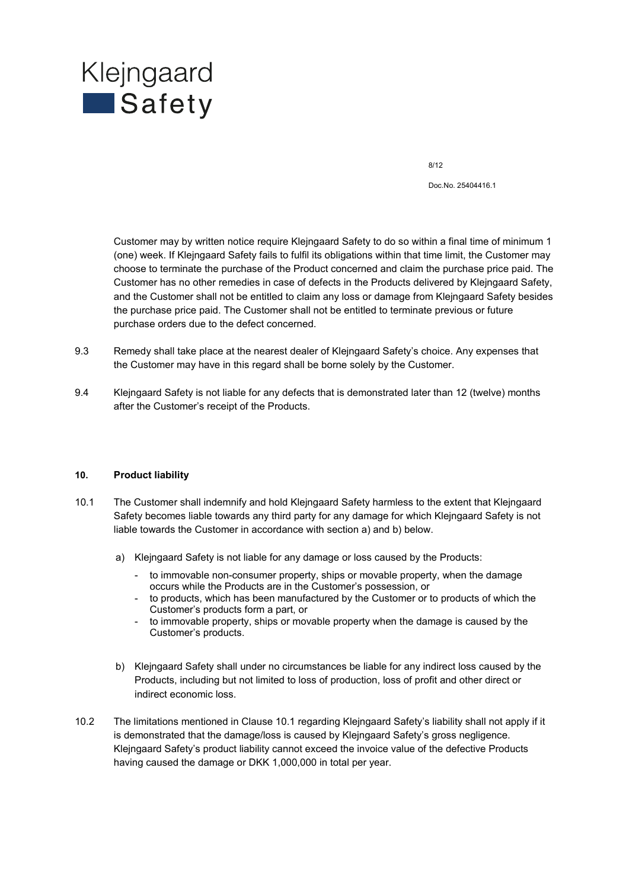Customer may by written notice require Klejngaard Safety to do so within a final time of minimum 1 (one) week. If Klejngaard Safety fails to fulfil its obligations within that time limit, the Customer may choose to terminate the purchase of the Product concerned and claim the purchase price paid. The Customer has no other remedies in case of defects in the Products delivered by Klejngaard Safety, and the Customer shall not be entitled to claim any loss or damage from Klejngaard Safety besides the purchase price paid. The Customer shall not be entitled to terminate previous or future purchase orders due to the defect concerned.

9.3 Remedy shall take place at the nearest dealer of Klejngaard Safety's choice. Any expenses that the Customer may have in this regard shall be borne solely by the Customer.

9.4 Klejngaard Safety is not liable for any defects that is demonstrated later than 12 (twelve) months after the Customer's receipt of the Products.

## 10. Product liability

10.1 The Customer shall indemnify and hold Klejngaard Safety harmless to the extent that Klejngaard Safety becomes liable towards any third party for any damage for which Klejngaard Safety is not liable towards the Customer in accordance with section a) and b) below.

a) Klejngaard Safety is not liable for any damage or loss caused by the Products:

- to immovable non-consumer property, ships or movable property, when the damage occurs while the Products are in the Customer's possession, or
- to products, which has been manufactured by the Customer or to products of which the Customer's products form a part, or
- to immovable property, ships or movable property when the damage is caused by the Customer's products.

b) Klejngaard Safety shall under no circumstances be liable for any indirect loss caused by the Products, including but not limited to loss of production, loss of profit and other direct or indirect economic loss.

10.2 The limitations mentioned in Clause 10.1 regarding Klejngaard Safety's liability shall not apply if it is demonstrated that the damage/loss is caused by Klejngaard Safety's gross negligence. Klejngaard Safety's product liability cannot exceed the invoice value of the defective Products having caused the damage or DKK 1,000,000 in total per year.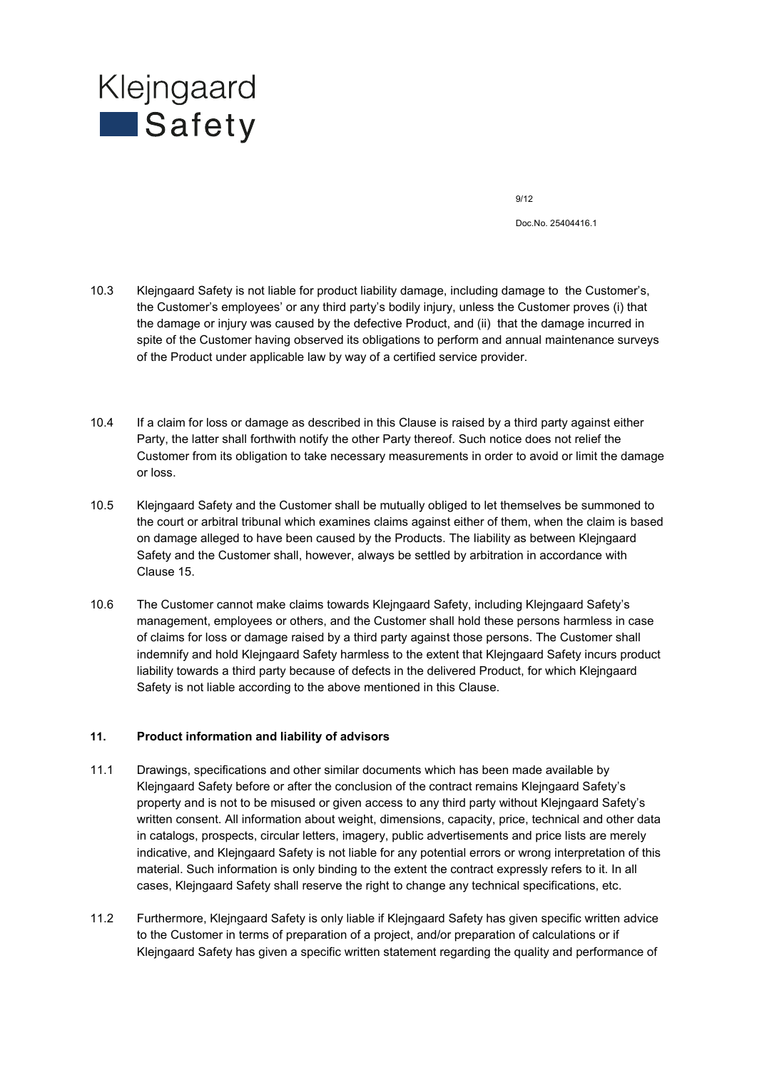10.3 Klejngaard Safety is not liable for product liability damage, including damage to the Customer's, the Customer's employees' or any third party's bodily injury, unless the Customer proves (i) that the damage or injury was caused by the defective Product, and (ii) that the damage incurred in spite of the Customer having observed its obligations to perform and annual maintenance surveys of the Product under applicable law by way of a certified service provider.

10.4 If a claim for loss or damage as described in this Clause is raised by a third party against either Party, the latter shall forthwith notify the other Party thereof. Such notice does not relief the Customer from its obligation to take necessary measurements in order to avoid or limit the damage or loss.

10.5 Klejngaard Safety and the Customer shall be mutually obliged to let themselves be summoned to the court or arbitral tribunal which examines claims against either of them, when the claim is based on damage alleged to have been caused by the Products. The liability as between Klejngaard Safety and the Customer shall, however, always be settled by arbitration in accordance with Clause 15.

10.6 The Customer cannot make claims towards Klejngaard Safety, including Klejngaard Safety's management, employees or others, and the Customer shall hold these persons harmless in case of claims for loss or damage raised by a third party against those persons. The Customer shall indemnify and hold Klejngaard Safety harmless to the extent that Klejngaard Safety incurs product liability towards a third party because of defects in the delivered Product, for which Klejngaard Safety is not liable according to the above mentioned in this Clause.

**11. Product information and liability of advisors**

11.1 Drawings, specifications and other similar documents which has been made available by Klejngaard Safety before or after the conclusion of the contract remains Klejngaard Safety's property and is not to be misused or given access to any third party without Klejngaard Safety's written consent. All information about weight, dimensions, capacity, price, technical and other data in catalogs, prospects, circular letters, imagery, public advertisements and price lists are merely indicative, and Klejngaard Safety is not liable for any potential errors or wrong interpretation of this material. Such information is only binding to the extent the contract expressly refers to it. In all cases, Klejngaard Safety shall reserve the right to change any technical specifications, etc.

11.2 Furthermore, Klejngaard Safety is only liable if Klejngaard Safety has given specific written advice to the Customer in terms of preparation of a project, and/or preparation of calculations or if Klejngaard Safety has given a specific written statement regarding the quality and performance of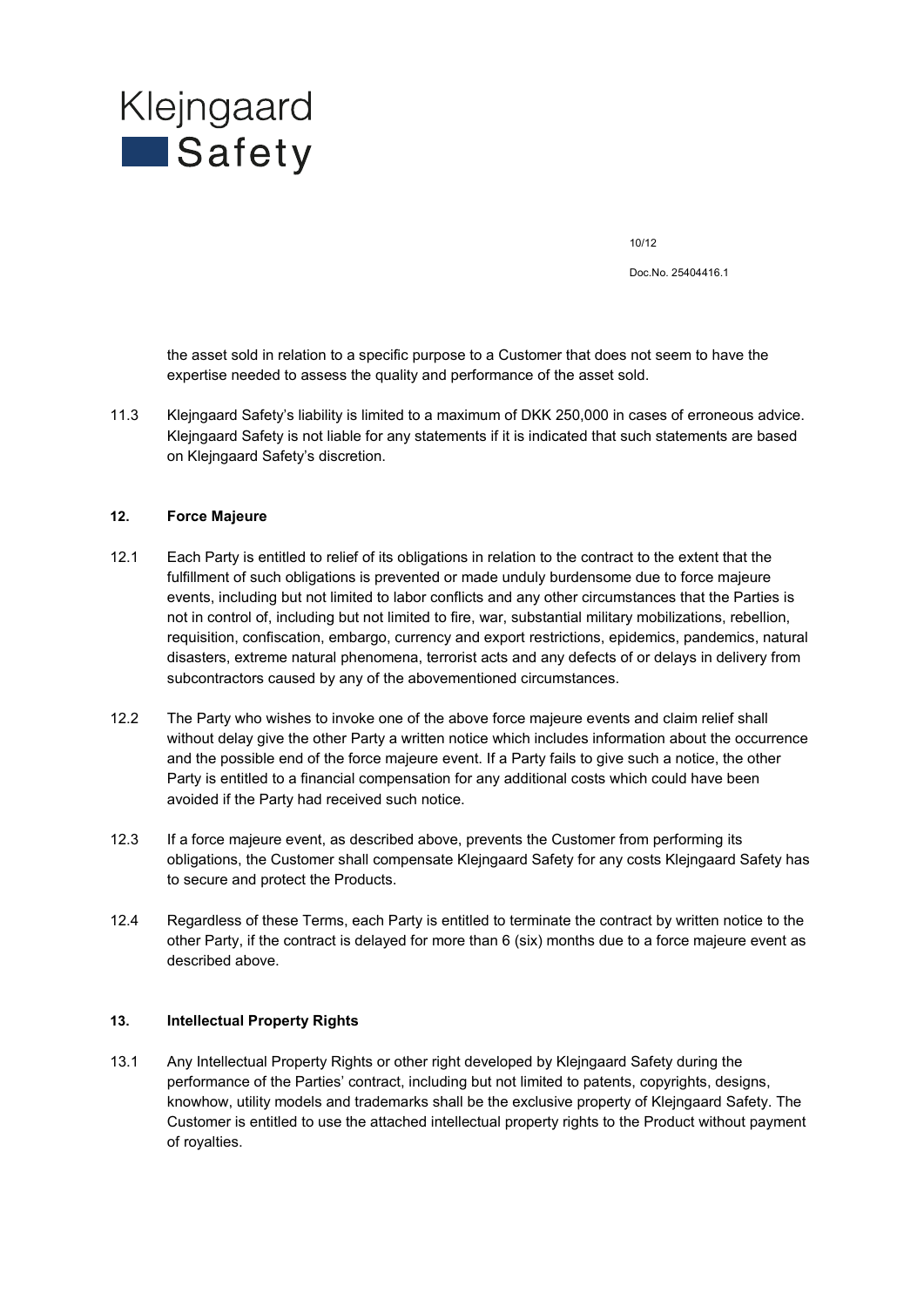the asset sold in relation to a specific purpose to a Customer that does not seem to have the expertise needed to assess the quality and performance of the asset sold.

11.3 Klejngaard Safety's liability is limited to a maximum of DKK 250,000 in cases of erroneous advice. Klejngaard Safety is not liable for any statements if it is indicated that such statements are based on Klejngaard Safety's discretion.

## 12. Force Majeure

12.1 Each Party is entitled to relief of its obligations in relation to the contract to the extent that the fulfillment of such obligations is prevented or made unduly burdensome due to force majeure events, including but not limited to labor conflicts and any other circumstances that the Parties is not in control of, including but not limited to fire, war, substantial military mobilizations, rebellion, requisition, confiscation, embargo, currency and export restrictions, epidemics, pandemics, natural disasters, extreme natural phenomena, terrorist acts and any defects of or delays in delivery from subcontractors caused by any of the abovementioned circumstances.

12.2 The Party who wishes to invoke one of the above force majeure events and claim relief shall without delay give the other Party a written notice which includes information about the occurrence and the possible end of the force majeure event. If a Party fails to give such a notice, the other Party is entitled to a financial compensation for any additional costs which could have been avoided if the Party had received such notice.

12.3 If a force majeure event, as described above, prevents the Customer from performing its obligations, the Customer shall compensate Klejngaard Safety for any costs Klejngaard Safety has to secure and protect the Products.

12.4 Regardless of these Terms, each Party is entitled to terminate the contract by written notice to the other Party, if the contract is delayed for more than 6 (six) months due to a force majeure event as described above.

## 13. Intellectual Property Rights

13.1 Any Intellectual Property Rights or other right developed by Klejngaard Safety during the performance of the Parties' contract, including but not limited to patents, copyrights, designs, knowhow, utility models and trademarks shall be the exclusive property of Klejngaard Safety. The Customer is entitled to use the attached intellectual property rights to the Product without payment of royalties.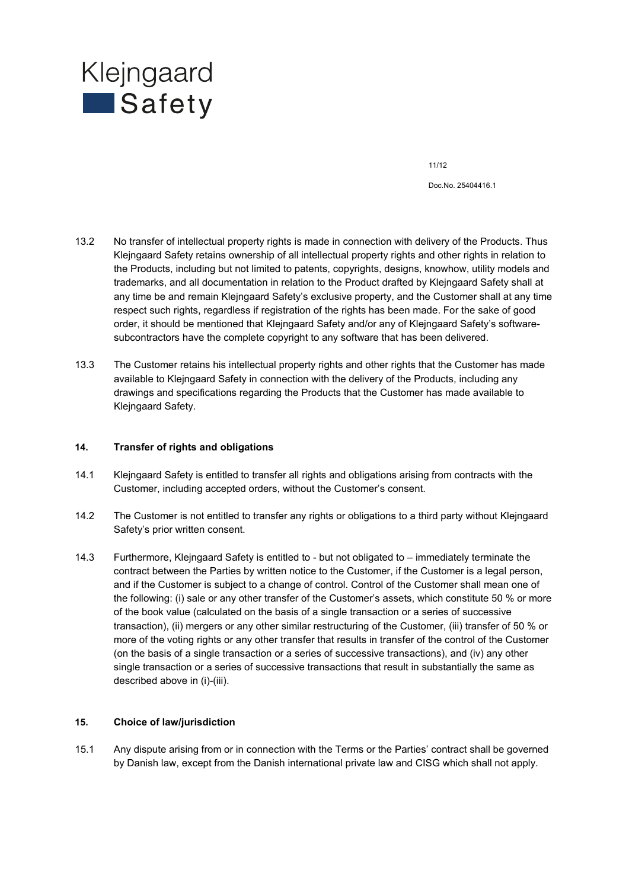13.2 No transfer of intellectual property rights is made in connection with delivery of the Products. Thus Klejngaard Safety retains ownership of all intellectual property rights and other rights in relation to the Products, including but not limited to patents, copyrights, designs, knowhow, utility models and trademarks, and all documentation in relation to the Product drafted by Klejngaard Safety shall at any time be and remain Klejngaard Safety's exclusive property, and the Customer shall at any time respect such rights, regardless if registration of the rights has been made. For the sake of good order, it should be mentioned that Klejngaard Safety and/or any of Klejngaard Safety's software-subcontractors have the complete copyright to any software that has been delivered.

13.3 The Customer retains his intellectual property rights and other rights that the Customer has made available to Klejngaard Safety in connection with the delivery of the Products, including any drawings and specifications regarding the Products that the Customer has made available to Klejngaard Safety.

## 14. Transfer of rights and obligations

14.1 Klejngaard Safety is entitled to transfer all rights and obligations arising from contracts with the Customer, including accepted orders, without the Customer's consent.

14.2 The Customer is not entitled to transfer any rights or obligations to a third party without Klejngaard Safety's prior written consent.

14.3 Furthermore, Klejngaard Safety is entitled to - but not obligated to – immediately terminate the contract between the Parties by written notice to the Customer, if the Customer is a legal person, and if the Customer is subject to a change of control. Control of the Customer shall mean one of the following: (i) sale or any other transfer of the Customer's assets, which constitute 50 % or more of the book value (calculated on the basis of a single transaction or a series of successive transaction), (ii) mergers or any other similar restructuring of the Customer, (iii) transfer of 50 % or more of the voting rights or any other transfer that results in transfer of the control of the Customer (on the basis of a single transaction or a series of successive transactions), and (iv) any other single transaction or a series of successive transactions that result in substantially the same as described above in (i)-(iii).

## 15. Choice of law/jurisdiction

15.1 Any dispute arising from or in connection with the Terms or the Parties' contract shall be governed by Danish law, except from the Danish international private law and CISG which shall not apply.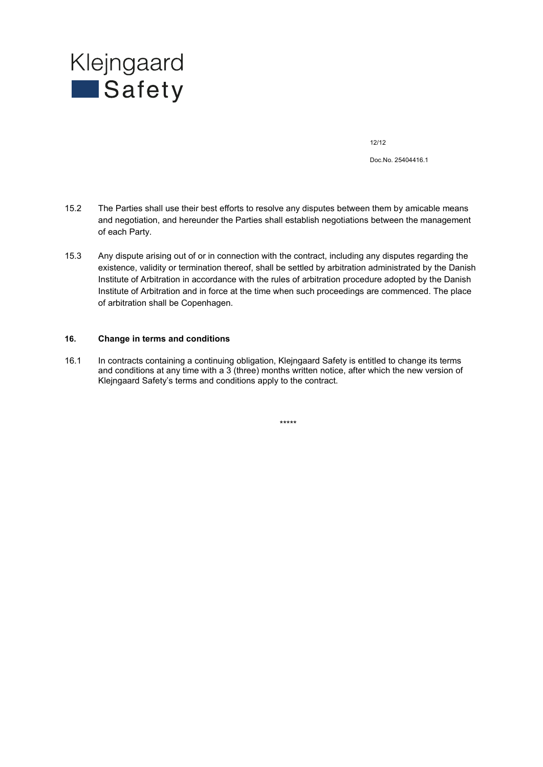15.2 The Parties shall use their best efforts to resolve any disputes between them by amicable means and negotiation, and hereunder the Parties shall establish negotiations between the management of each Party.

15.3 Any dispute arising out of or in connection with the contract, including any disputes regarding the existence, validity or termination thereof, shall be settled by arbitration administrated by the Danish Institute of Arbitration in accordance with the rules of arbitration procedure adopted by the Danish Institute of Arbitration and in force at the time when such proceedings are commenced. The place of arbitration shall be Copenhagen.

## 16. Change in terms and conditions

16.1 In contracts containing a continuing obligation, Klejngaard Safety is entitled to change its terms and conditions at any time with a 3 (three) months written notice, after which the new version of Klejngaard Safety's terms and conditions apply to the contract.

*****